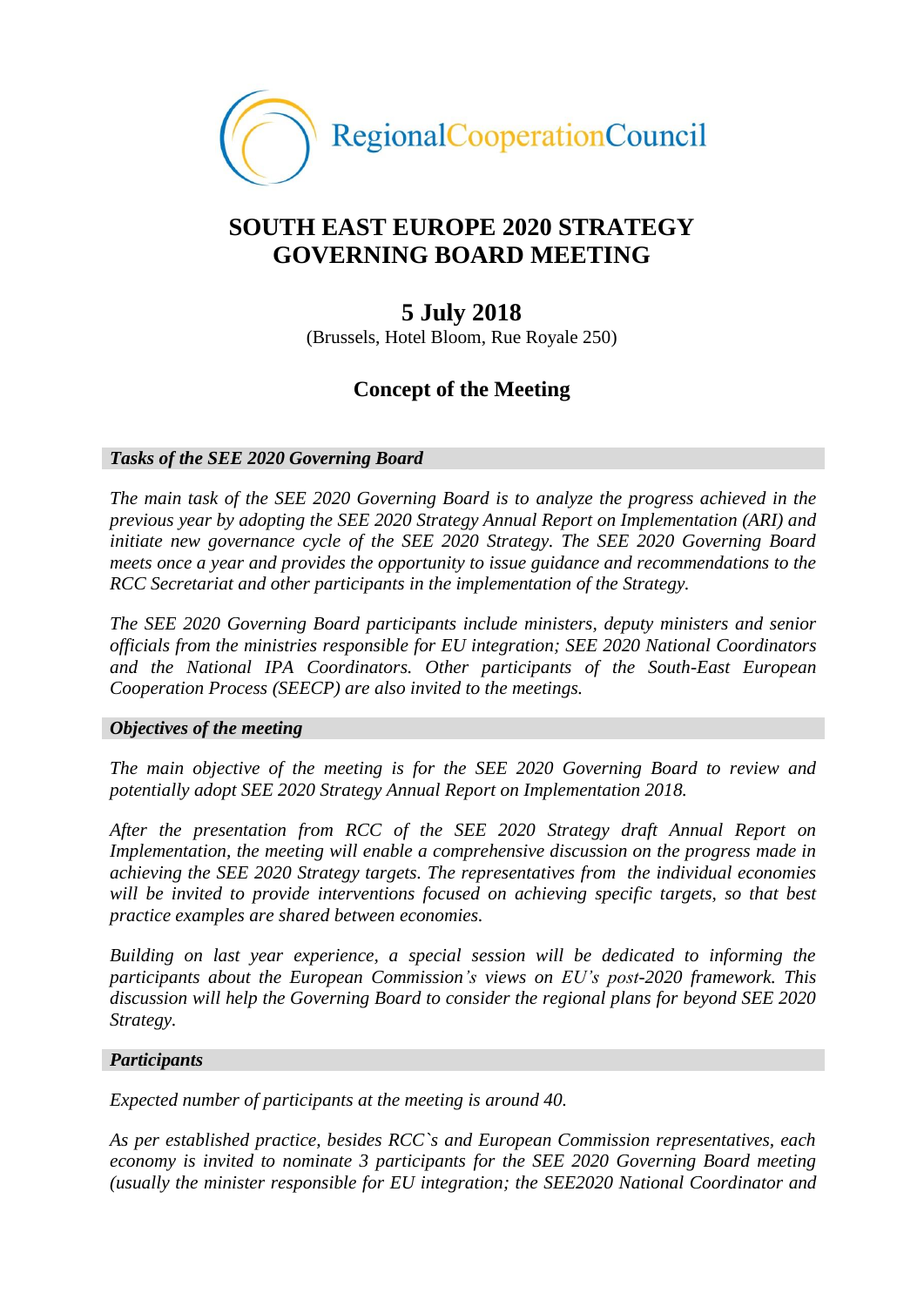RegionalCooperationCouncil

# SOUTH EAST EUROPE 2020 STRATEGY GOVERNING BOARD MEETING

## 5 July 2018

(Brussels, Hotel Bloom, Rue Royale 250)

## Concept of the Meeting

### *Tasks of the SEE 2020 Governing Board*

*The main task of the SEE 2020 Governing Board is to analyze the progress achieved in the previous year by adopting the SEE 2020 Strategy Annual Report on Implementation (ARI) and initiate new governance cycle of the SEE 2020 Strategy. The SEE 2020 Governing Board meets once a year and provides the opportunity to issue guidance and recommendations to the RCC Secretariat and other participants in the implementation of the Strategy.*

*The SEE 2020 Governing Board participants include ministers, deputy ministers and senior officials from the ministries responsible for EU integration; SEE 2020 National Coordinators and the National IPA Coordinators. Other participants of the South-East European Cooperation Process (SEECP) are also invited to the meetings.*

### *Objectives of the meeting*

*The main objective of the meeting is for the SEE 2020 Governing Board to review and potentially adopt SEE 2020 Strategy Annual Report on Implementation 2018.*

*After the presentation from RCC of the SEE 2020 Strategy draft Annual Report on Implementation, the meeting will enable a comprehensive discussion on the progress made in achieving the SEE 2020 Strategy targets. The representatives from the individual economies will be invited to provide interventions focused on achieving specific targets, so that best practice examples are shared between economies.*

*Building on last year experience, a special session will be dedicated to informing the participants about the European Commission's views on EU's post-2020 framework. This discussion will help the Governing Board to consider the regional plans for beyond SEE 2020 Strategy.*

### *Participants*

*Expected number of participants at the meeting is around 40.*

*As per established practice, besides RCC`s and European Commission representatives, each economy is invited to nominate 3 participants for the SEE 2020 Governing Board meeting (usually the minister responsible for EU integration; the SEE2020 National Coordinator and*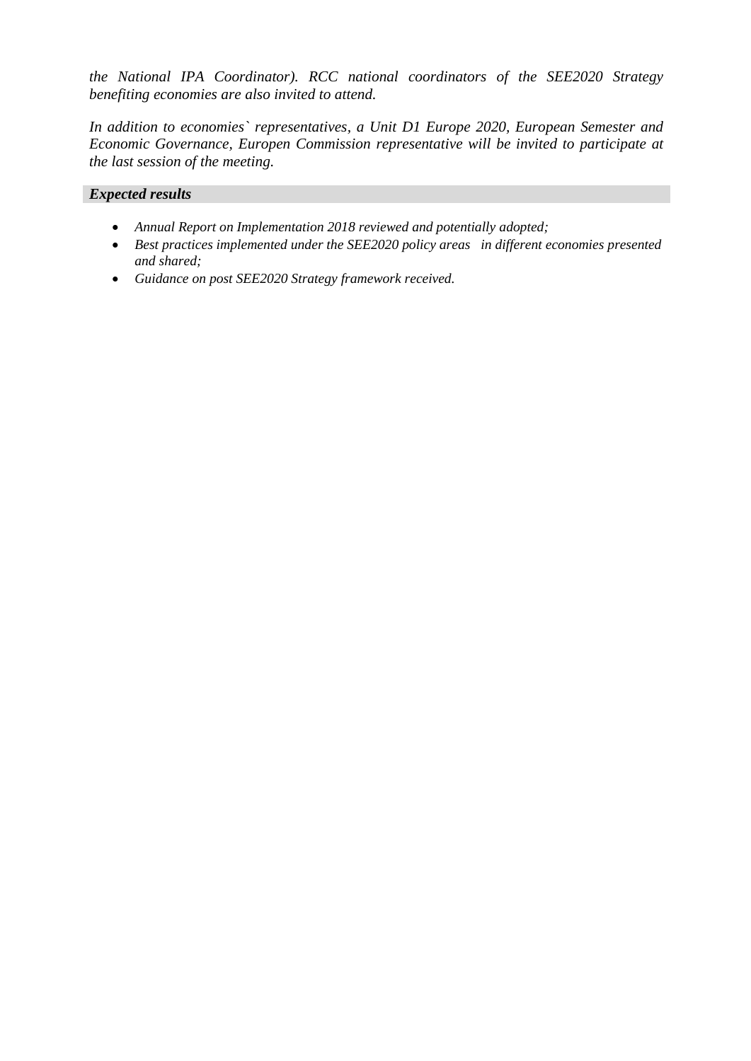*the National IPA Coordinator). RCC national coordinators of the SEE2020 Strategy benefiting economies are also invited to attend.*

*In addition to economies` representatives, a Unit D1 Europe 2020, European Semester and Economic Governance, Europen Commission representative will be invited to participate at the last session of the meeting.*

***Expected results***

- *Annual Report on Implementation 2018 reviewed and potentially adopted;*
- *Best practices implemented under the SEE2020 policy areas in different economies presented and shared;*
- *Guidance on post SEE2020 Strategy framework received.*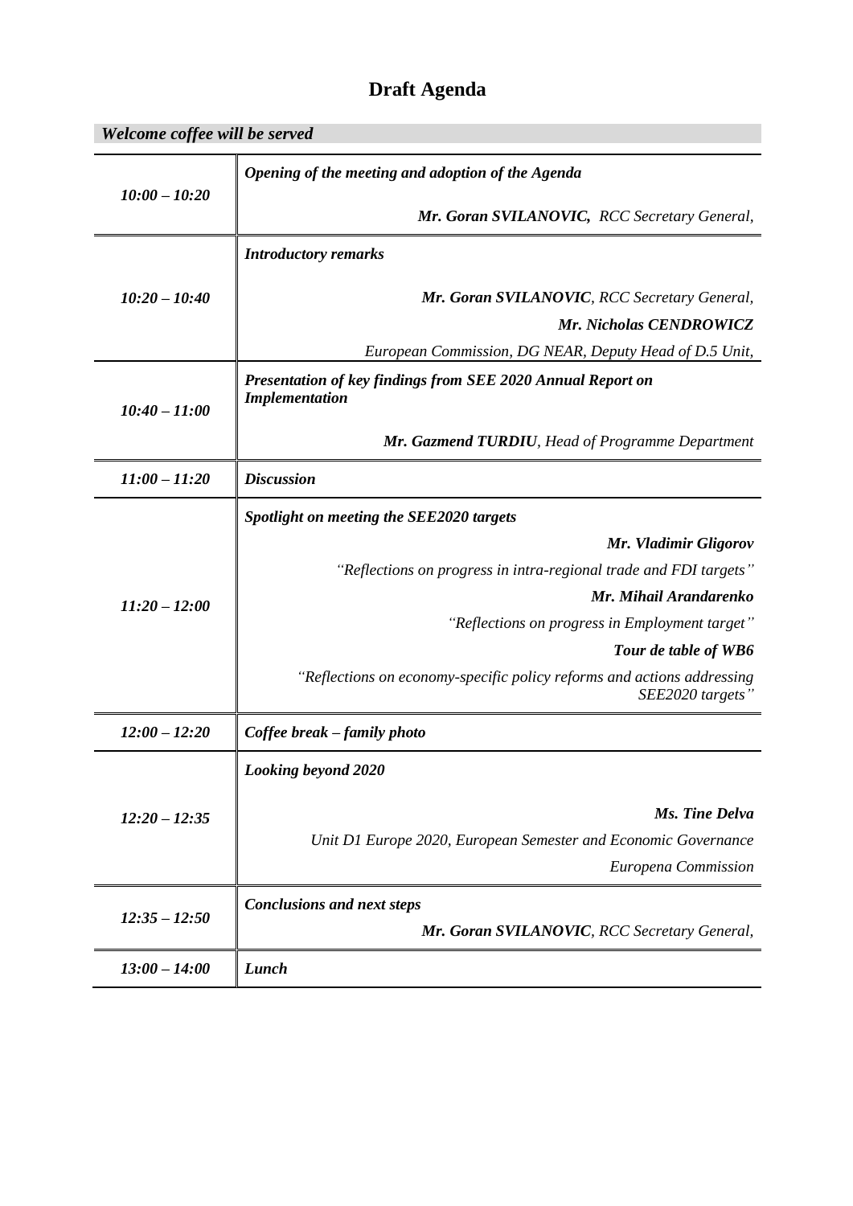# Draft Agenda

*Welcome coffee will be served*

| | |
|---|---|
| ***10:00 – 10:20*** | ***Opening of the meeting and adoption of the Agenda***<br>***Mr. Goran SVILANOVIC,*** *RCC Secretary General,* |
| ***10:20 – 10:40*** | ***Introductory remarks***<br>***Mr. Goran SVILANOVIC****, RCC Secretary General,*<br>***Mr. Nicholas CENDROWICZ***<br>*European Commission, DG NEAR, Deputy Head of D.5 Unit,* |
| ***10:40 – 11:00*** | ***Presentation of key findings from SEE 2020 Annual Report on Implementation***<br>***Mr. Gazmend TURDIU****, Head of Programme Department* |
| ***11:00 – 11:20*** | ***Discussion*** |
| ***11:20 – 12:00*** | ***Spotlight on meeting the SEE2020 targets***<br>***Mr. Vladimir Gligorov***<br>*"Reflections on progress in intra-regional trade and FDI targets"*<br>***Mr. Mihail Arandarenko***<br>*"Reflections on progress in Employment target"*<br>***Tour de table of WB6***<br>*"Reflections on economy-specific policy reforms and actions addressing SEE2020 targets"* |
| ***12:00 – 12:20*** | ***Coffee break – family photo*** |
| ***12:20 – 12:35*** | ***Looking beyond 2020***<br>***Ms. Tine Delva***<br>*Unit D1 Europe 2020, European Semester and Economic Governance*<br>*Europena Commission* |
| ***12:35 – 12:50*** | ***Conclusions and next steps***<br>***Mr. Goran SVILANOVIC****, RCC Secretary General,* |
| ***13:00 – 14:00*** | ***Lunch*** |